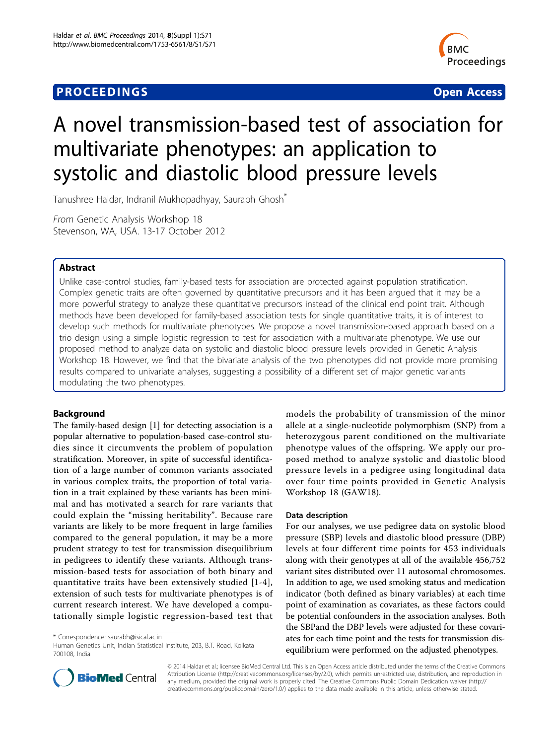**PROCEEDINGS** **Open Access**

# A novel transmission-based test of association for multivariate phenotypes: an application to systolic and diastolic blood pressure levels

Tanushree Haldar, Indranil Mukhopadhyay, Saurabh Ghosh*

*From* Genetic Analysis Workshop 18
Stevenson, WA, USA. 13-17 October 2012

## Abstract

Unlike case-control studies, family-based tests for association are protected against population stratification. Complex genetic traits are often governed by quantitative precursors and it has been argued that it may be a more powerful strategy to analyze these quantitative precursors instead of the clinical end point trait. Although methods have been developed for family-based association tests for single quantitative traits, it is of interest to develop such methods for multivariate phenotypes. We propose a novel transmission-based approach based on a trio design using a simple logistic regression to test for association with a multivariate phenotype. We use our proposed method to analyze data on systolic and diastolic blood pressure levels provided in Genetic Analysis Workshop 18. However, we find that the bivariate analysis of the two phenotypes did not provide more promising results compared to univariate analyses, suggesting a possibility of a different set of major genetic variants modulating the two phenotypes.

## Background

The family-based design [1] for detecting association is a popular alternative to population-based case-control studies since it circumvents the problem of population stratification. Moreover, in spite of successful identification of a large number of common variants associated in various complex traits, the proportion of total variation in a trait explained by these variants has been minimal and has motivated a search for rare variants that could explain the "missing heritability". Because rare variants are likely to be more frequent in large families compared to the general population, it may be a more prudent strategy to test for transmission disequilibrium in pedigrees to identify these variants. Although transmission-based tests for association of both binary and quantitative traits have been extensively studied [1-4], extension of such tests for multivariate phenotypes is of current research interest. We have developed a computationally simple logistic regression-based test that models the probability of transmission of the minor allele at a single-nucleotide polymorphism (SNP) from a heterozygous parent conditioned on the multivariate phenotype values of the offspring. We apply our proposed method to analyze systolic and diastolic blood pressure levels in a pedigree using longitudinal data over four time points provided in Genetic Analysis Workshop 18 (GAW18).

### Data description

For our analyses, we use pedigree data on systolic blood pressure (SBP) levels and diastolic blood pressure (DBP) levels at four different time points for 453 individuals along with their genotypes at all of the available 456,752 variant sites distributed over 11 autosomal chromosomes. In addition to age, we used smoking status and medication indicator (both defined as binary variables) at each time point of examination as covariates, as these factors could be potential confounders in the association analyses. Both the SBPand the DBP levels were adjusted for these covariates for each time point and the tests for transmission disequilibrium were performed on the adjusted phenotypes.

* Correspondence: saurabh@isical.ac.in
Human Genetics Unit, Indian Statistical Institute, 203, B.T. Road, Kolkata 700108, India

© 2014 Haldar et al.; licensee BioMed Central Ltd. This is an Open Access article distributed under the terms of the Creative Commons Attribution License (http://creativecommons.org/licenses/by/2.0), which permits unrestricted use, distribution, and reproduction in any medium, provided the original work is properly cited. The Creative Commons Public Domain Dedication waiver (http://creativecommons.org/publicdomain/zero/1.0/) applies to the data made available in this article, unless otherwise stated.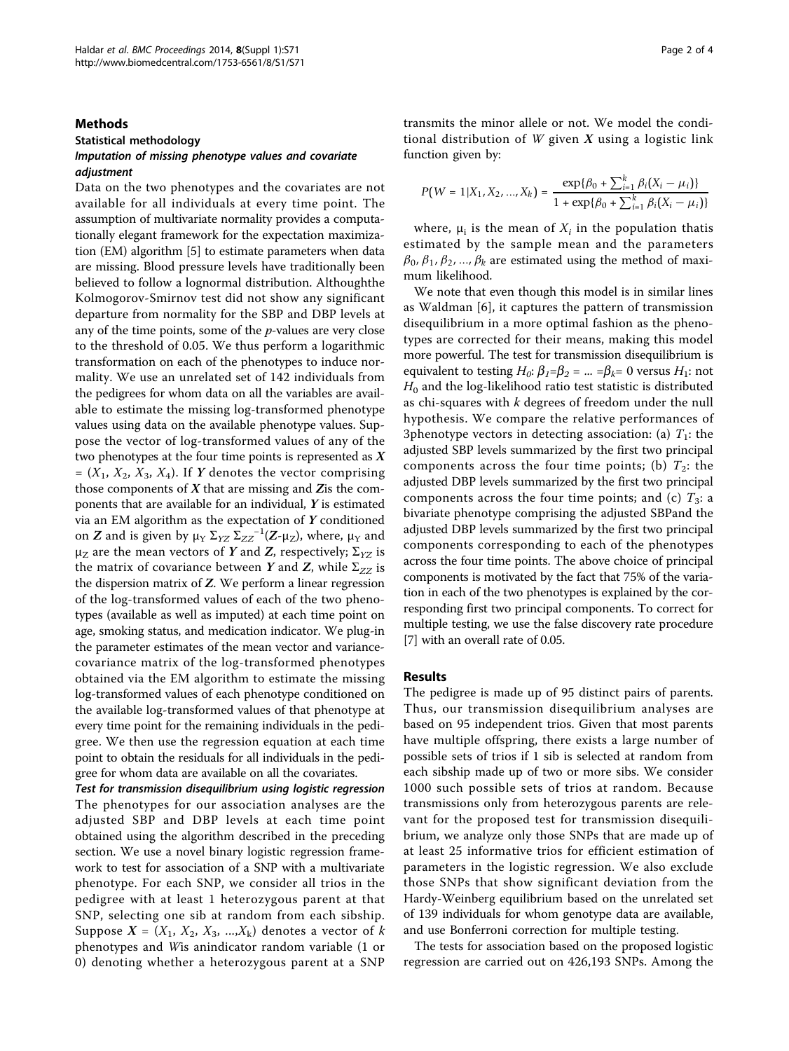## Methods

### Statistical methodology

#### *Imputation of missing phenotype values and covariate adjustment*

Data on the two phenotypes and the covariates are not available for all individuals at every time point. The assumption of multivariate normality provides a computationally elegant framework for the expectation maximization (EM) algorithm [5] to estimate parameters when data are missing. Blood pressure levels have traditionally been believed to follow a lognormal distribution. Althoughthe Kolmogorov-Smirnov test did not show any significant departure from normality for the SBP and DBP levels at any of the time points, some of the *p*-values are very close to the threshold of 0.05. We thus perform a logarithmic transformation on each of the phenotypes to induce normality. We use an unrelated set of 142 individuals from the pedigrees for whom data on all the variables are available to estimate the missing log-transformed phenotype values using data on the available phenotype values. Suppose the vector of log-transformed values of any of the two phenotypes at the four time points is represented as $\boldsymbol{X} = (X_1, X_2, X_3, X_4)$. If $\boldsymbol{Y}$ denotes the vector comprising those components of $\boldsymbol{X}$ that are missing and $\boldsymbol{Z}$is the components that are available for an individual, $\boldsymbol{Y}$ is estimated via an EM algorithm as the expectation of $\boldsymbol{Y}$ conditioned on $\boldsymbol{Z}$ and is given by $\mu_Y \Sigma_{YZ} \Sigma_{ZZ}^{-1}(\boldsymbol{Z}\text{-}\mu_Z)$, where, $\mu_Y$ and $\mu_Z$ are the mean vectors of $\boldsymbol{Y}$ and $\boldsymbol{Z}$, respectively; $\Sigma_{YZ}$ is the matrix of covariance between $\boldsymbol{Y}$ and $\boldsymbol{Z}$, while $\Sigma_{ZZ}$ is the dispersion matrix of $\boldsymbol{Z}$. We perform a linear regression of the log-transformed values of each of the two phenotypes (available as well as imputed) at each time point on age, smoking status, and medication indicator. We plug-in the parameter estimates of the mean vector and variance-covariance matrix of the log-transformed phenotypes obtained via the EM algorithm to estimate the missing log-transformed values of each phenotype conditioned on the available log-transformed values of that phenotype at every time point for the remaining individuals in the pedigree. We then use the regression equation at each time point to obtain the residuals for all individuals in the pedigree for whom data are available on all the covariates.

#### *Test for transmission disequilibrium using logistic regression*

The phenotypes for our association analyses are the adjusted SBP and DBP levels at each time point obtained using the algorithm described in the preceding section. We use a novel binary logistic regression framework to test for association of a SNP with a multivariate phenotype. For each SNP, we consider all trios in the pedigree with at least 1 heterozygous parent at that SNP, selecting one sib at random from each sibship. Suppose $\boldsymbol{X} = (X_1, X_2, X_3, \ldots, X_k)$ denotes a vector of $k$ phenotypes and $W$is anindicator random variable (1 or 0) denoting whether a heterozygous parent at a SNP transmits the minor allele or not. We model the conditional distribution of $W$ given $\boldsymbol{X}$ using a logistic link function given by:

$$P(W = 1|X_1, X_2, \ldots, X_k) = \frac{\exp\{\beta_0 + \sum_{i=1}^{k} \beta_i(X_i - \mu_i)\}}{1 + \exp\{\beta_0 + \sum_{i=1}^{k} \beta_i(X_i - \mu_i)\}}$$

where, $\mu_i$ is the mean of $X_i$ in the population thatis estimated by the sample mean and the parameters $\beta_0, \beta_1, \beta_2, \ldots, \beta_k$ are estimated using the method of maximum likelihood.

We note that even though this model is in similar lines as Waldman [6], it captures the pattern of transmission disequilibrium in a more optimal fashion as the phenotypes are corrected for their means, making this model more powerful. The test for transmission disequilibrium is equivalent to testing $H_0$: $\beta_1=\beta_2 = \ldots = \beta_k= 0$ versus $H_1$: not $H_0$ and the log-likelihood ratio test statistic is distributed as chi-squares with $k$ degrees of freedom under the null hypothesis. We compare the relative performances of 3phenotype vectors in detecting association: (a) $T_1$: the adjusted SBP levels summarized by the first two principal components across the four time points; (b) $T_2$: the adjusted DBP levels summarized by the first two principal components across the four time points; and (c) $T_3$: a bivariate phenotype comprising the adjusted SBPand the adjusted DBP levels summarized by the first two principal components corresponding to each of the phenotypes across the four time points. The above choice of principal components is motivated by the fact that 75% of the variation in each of the two phenotypes is explained by the corresponding first two principal components. To correct for multiple testing, we use the false discovery rate procedure [7] with an overall rate of 0.05.

## Results

The pedigree is made up of 95 distinct pairs of parents. Thus, our transmission disequilibrium analyses are based on 95 independent trios. Given that most parents have multiple offspring, there exists a large number of possible sets of trios if 1 sib is selected at random from each sibship made up of two or more sibs. We consider 1000 such possible sets of trios at random. Because transmissions only from heterozygous parents are relevant for the proposed test for transmission disequilibrium, we analyze only those SNPs that are made up of at least 25 informative trios for efficient estimation of parameters in the logistic regression. We also exclude those SNPs that show significant deviation from the Hardy-Weinberg equilibrium based on the unrelated set of 139 individuals for whom genotype data are available, and use Bonferroni correction for multiple testing.

The tests for association based on the proposed logistic regression are carried out on 426,193 SNPs. Among the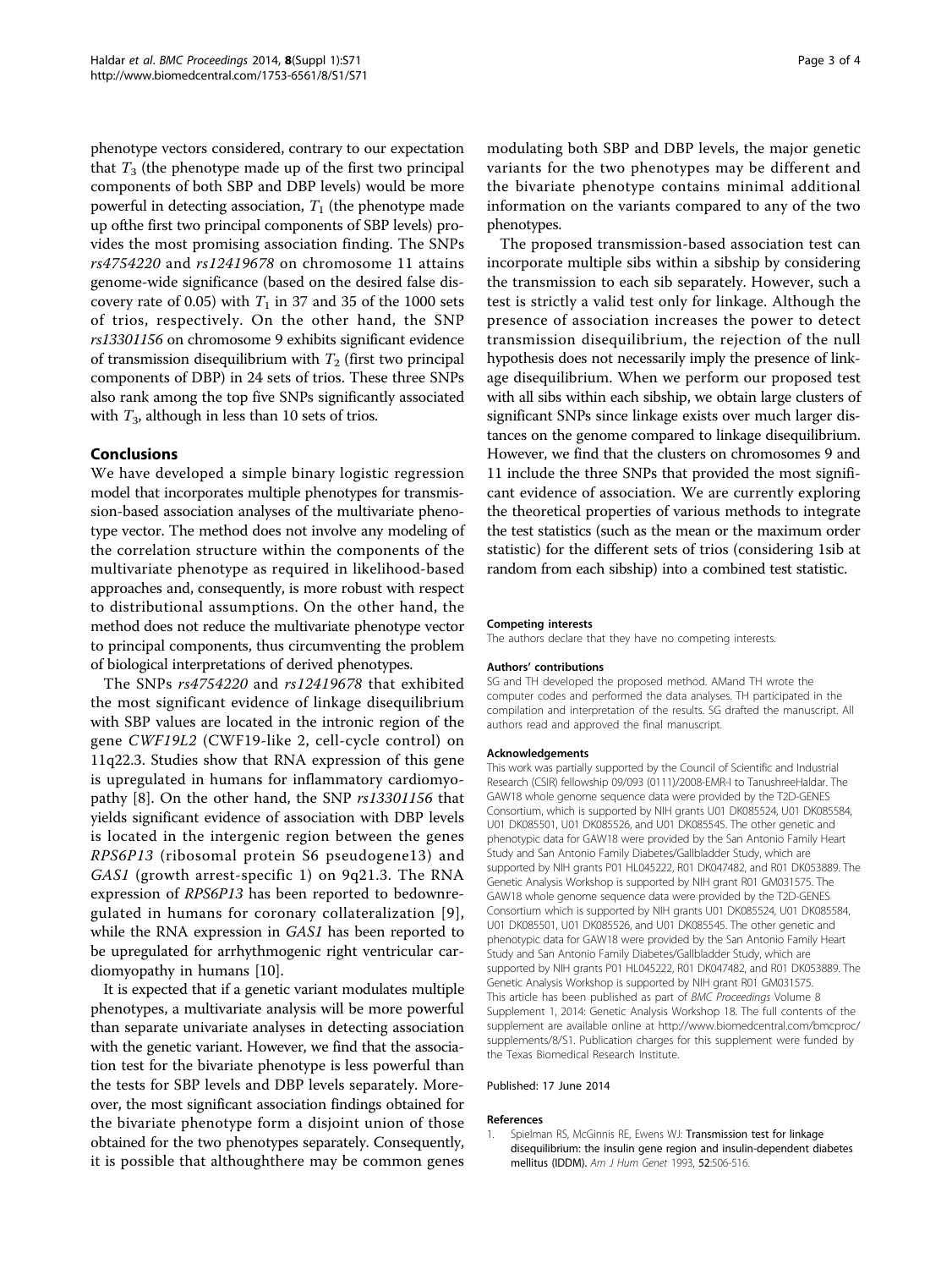phenotype vectors considered, contrary to our expectation that $T_3$ (the phenotype made up of the first two principal components of both SBP and DBP levels) would be more powerful in detecting association, $T_1$ (the phenotype made up ofthe first two principal components of SBP levels) provides the most promising association finding. The SNPs *rs4754220* and *rs12419678* on chromosome 11 attains genome-wide significance (based on the desired false discovery rate of 0.05) with $T_1$ in 37 and 35 of the 1000 sets of trios, respectively. On the other hand, the SNP *rs13301156* on chromosome 9 exhibits significant evidence of transmission disequilibrium with $T_2$ (first two principal components of DBP) in 24 sets of trios. These three SNPs also rank among the top five SNPs significantly associated with $T_3$, although in less than 10 sets of trios.

## Conclusions

We have developed a simple binary logistic regression model that incorporates multiple phenotypes for transmission-based association analyses of the multivariate phenotype vector. The method does not involve any modeling of the correlation structure within the components of the multivariate phenotype as required in likelihood-based approaches and, consequently, is more robust with respect to distributional assumptions. On the other hand, the method does not reduce the multivariate phenotype vector to principal components, thus circumventing the problem of biological interpretations of derived phenotypes.

The SNPs *rs4754220* and *rs12419678* that exhibited the most significant evidence of linkage disequilibrium with SBP values are located in the intronic region of the gene *CWF19L2* (CWF19-like 2, cell-cycle control) on 11q22.3. Studies show that RNA expression of this gene is upregulated in humans for inflammatory cardiomyopathy [8]. On the other hand, the SNP *rs13301156* that yields significant evidence of association with DBP levels is located in the intergenic region between the genes *RPS6P13* (ribosomal protein S6 pseudogene13) and *GAS1* (growth arrest-specific 1) on 9q21.3. The RNA expression of *RPS6P13* has been reported to bedownregulated in humans for coronary collateralization [9], while the RNA expression in *GAS1* has been reported to be upregulated for arrhythmogenic right ventricular cardiomyopathy in humans [10].

It is expected that if a genetic variant modulates multiple phenotypes, a multivariate analysis will be more powerful than separate univariate analyses in detecting association with the genetic variant. However, we find that the association test for the bivariate phenotype is less powerful than the tests for SBP levels and DBP levels separately. Moreover, the most significant association findings obtained for the bivariate phenotype form a disjoint union of those obtained for the two phenotypes separately. Consequently, it is possible that althoughthere may be common genes modulating both SBP and DBP levels, the major genetic variants for the two phenotypes may be different and the bivariate phenotype contains minimal additional information on the variants compared to any of the two phenotypes.

The proposed transmission-based association test can incorporate multiple sibs within a sibship by considering the transmission to each sib separately. However, such a test is strictly a valid test only for linkage. Although the presence of association increases the power to detect transmission disequilibrium, the rejection of the null hypothesis does not necessarily imply the presence of linkage disequilibrium. When we perform our proposed test with all sibs within each sibship, we obtain large clusters of significant SNPs since linkage exists over much larger distances on the genome compared to linkage disequilibrium. However, we find that the clusters on chromosomes 9 and 11 include the three SNPs that provided the most significant evidence of association. We are currently exploring the theoretical properties of various methods to integrate the test statistics (such as the mean or the maximum order statistic) for the different sets of trios (considering 1sib at random from each sibship) into a combined test statistic.

#### Competing interests

The authors declare that they have no competing interests.

#### Authors' contributions

SG and TH developed the proposed method. AMand TH wrote the computer codes and performed the data analyses. TH participated in the compilation and interpretation of the results. SG drafted the manuscript. All authors read and approved the final manuscript.

#### Acknowledgements

This work was partially supported by the Council of Scientific and Industrial Research (CSIR) fellowship 09/093 (0111)/2008-EMR-I to TanushreeHaldar. The GAW18 whole genome sequence data were provided by the T2D-GENES Consortium, which is supported by NIH grants U01 DK085524, U01 DK085584, U01 DK085501, U01 DK085526, and U01 DK085545. The other genetic and phenotypic data for GAW18 were provided by the San Antonio Family Heart Study and San Antonio Family Diabetes/Gallbladder Study, which are supported by NIH grants P01 HL045222, R01 DK047482, and R01 DK053889. The Genetic Analysis Workshop is supported by NIH grant R01 GM031575. The GAW18 whole genome sequence data were provided by the T2D-GENES Consortium which is supported by NIH grants U01 DK085524, U01 DK085584, U01 DK085501, U01 DK085526, and U01 DK085545. The other genetic and phenotypic data for GAW18 were provided by the San Antonio Family Heart Study and San Antonio Family Diabetes/Gallbladder Study, which are supported by NIH grants P01 HL045222, R01 DK047482, and R01 DK053889. The Genetic Analysis Workshop is supported by NIH grant R01 GM031575.
This article has been published as part of *BMC Proceedings* Volume 8 Supplement 1, 2014: Genetic Analysis Workshop 18. The full contents of the supplement are available online at http://www.biomedcentral.com/bmcproc/supplements/8/S1. Publication charges for this supplement were funded by the Texas Biomedical Research Institute.

Published: 17 June 2014

#### References

1. Spielman RS, McGinnis RE, Ewens WJ: **Transmission test for linkage disequilibrium: the insulin gene region and insulin-dependent diabetes mellitus (IDDM).** *Am J Hum Genet* 1993, **52**:506-516.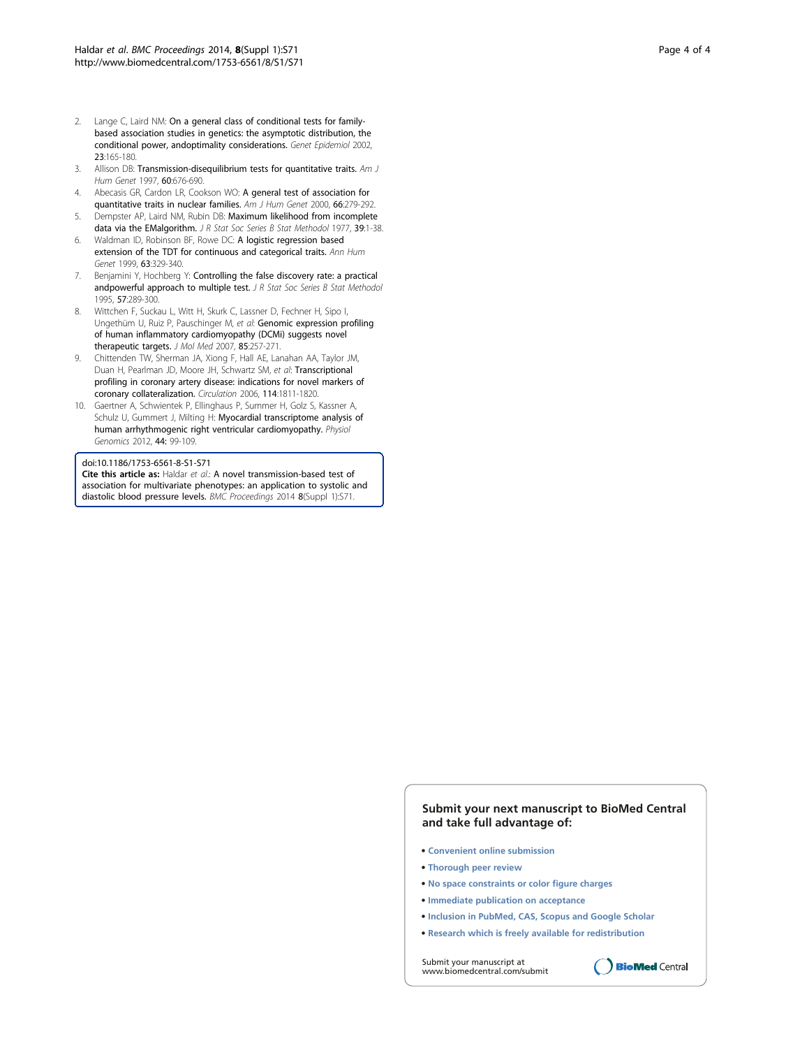2. Lange C, Laird NM: On a general class of conditional tests for family-based association studies in genetics: the asymptotic distribution, the conditional power, andoptimality considerations. *Genet Epidemiol* 2002, **23**:165-180.
3. Allison DB: Transmission-disequilibrium tests for quantitative traits. *Am J Hum Genet* 1997, **60**:676-690.
4. Abecasis GR, Cardon LR, Cookson WO: A general test of association for quantitative traits in nuclear families. *Am J Hum Genet* 2000, **66**:279-292.
5. Dempster AP, Laird NM, Rubin DB: Maximum likelihood from incomplete data via the EMalgorithm. *J R Stat Soc Series B Stat Methodol* 1977, **39**:1-38.
6. Waldman ID, Robinson BF, Rowe DC: A logistic regression based extension of the TDT for continuous and categorical traits. *Ann Hum Genet* 1999, **63**:329-340.
7. Benjamini Y, Hochberg Y: Controlling the false discovery rate: a practical andpowerful approach to multiple test. *J R Stat Soc Series B Stat Methodol* 1995, **57**:289-300.
8. Wittchen F, Suckau L, Witt H, Skurk C, Lassner D, Fechner H, Sipo I, Ungethüm U, Ruiz P, Pauschinger M, *et al*: Genomic expression profiling of human inflammatory cardiomyopathy (DCMi) suggests novel therapeutic targets. *J Mol Med* 2007, **85**:257-271.
9. Chittenden TW, Sherman JA, Xiong F, Hall AE, Lanahan AA, Taylor JM, Duan H, Pearlman JD, Moore JH, Schwartz SM, *et al*: Transcriptional profiling in coronary artery disease: indications for novel markers of coronary collateralization. *Circulation* 2006, **114**:1811-1820.
10. Gaertner A, Schwientek P, Ellinghaus P, Summer H, Golz S, Kassner A, Schulz U, Gummert J, Milting H: Myocardial transcriptome analysis of human arrhythmogenic right ventricular cardiomyopathy. *Physiol Genomics* 2012, **44**: 99-109.

doi:10.1186/1753-6561-8-S1-S71

**Cite this article as:** Haldar *et al.*: A novel transmission-based test of association for multivariate phenotypes: an application to systolic and diastolic blood pressure levels. *BMC Proceedings* 2014 **8**(Suppl 1):S71.

**Submit your next manuscript to BioMed Central and take full advantage of:**

- Convenient online submission
- Thorough peer review
- No space constraints or color figure charges
- Immediate publication on acceptance
- Inclusion in PubMed, CAS, Scopus and Google Scholar
- Research which is freely available for redistribution

Submit your manuscript at www.biomedcentral.com/submit

BioMed Central